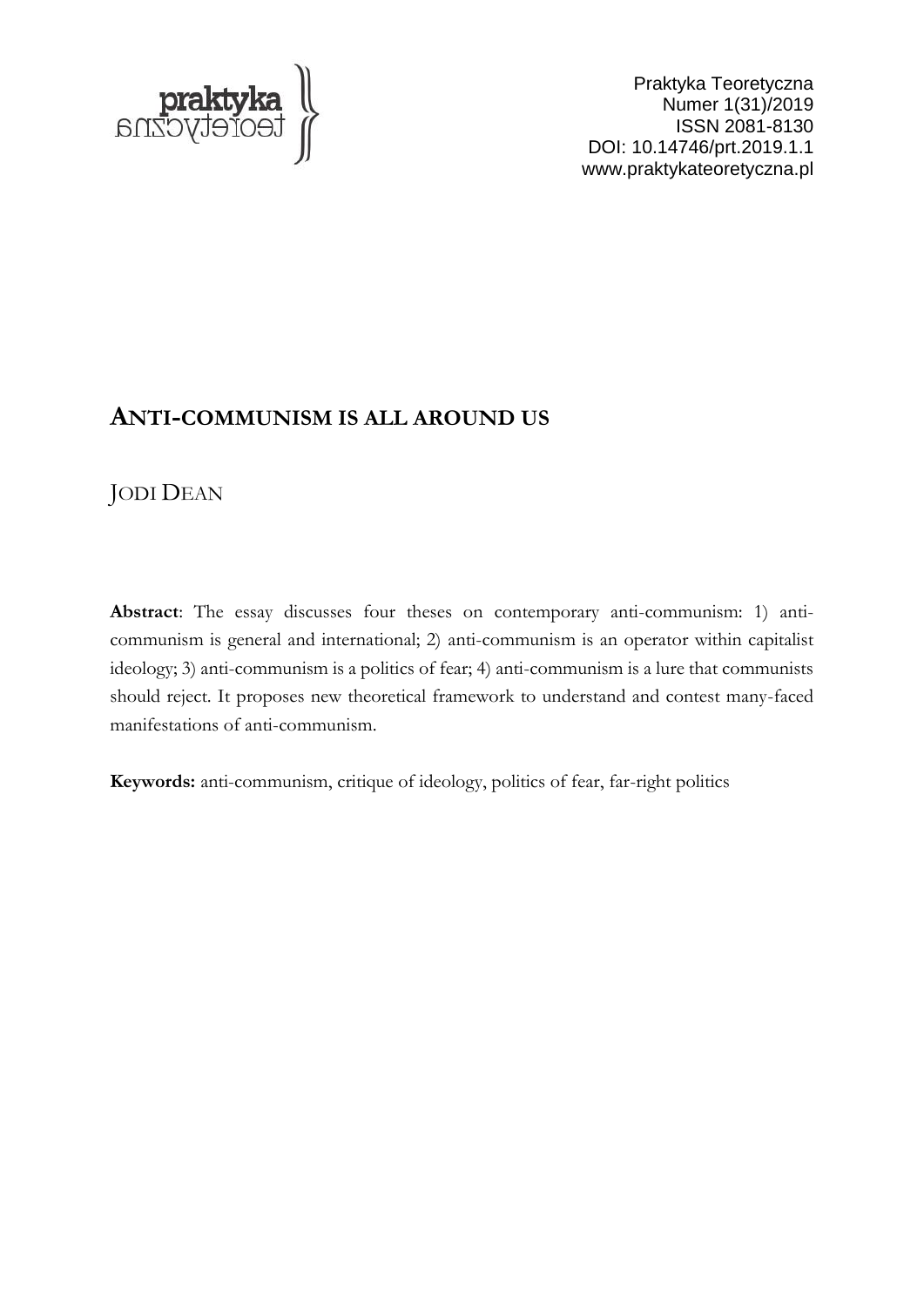Praktyka Teoretyczna
Numer 1(31)/2019
ISSN 2081-8130
DOI: 10.14746/prt.2019.1.1
www.praktykateoretyczna.pl

# ANTI-COMMUNISM IS ALL AROUND US

JODI DEAN

**Abstract**: The essay discusses four theses on contemporary anti-communism: 1) anti-communism is general and international; 2) anti-communism is an operator within capitalist ideology; 3) anti-communism is a politics of fear; 4) anti-communism is a lure that communists should reject. It proposes new theoretical framework to understand and contest many-faced manifestations of anti-communism.

**Keywords:** anti-communism, critique of ideology, politics of fear, far-right politics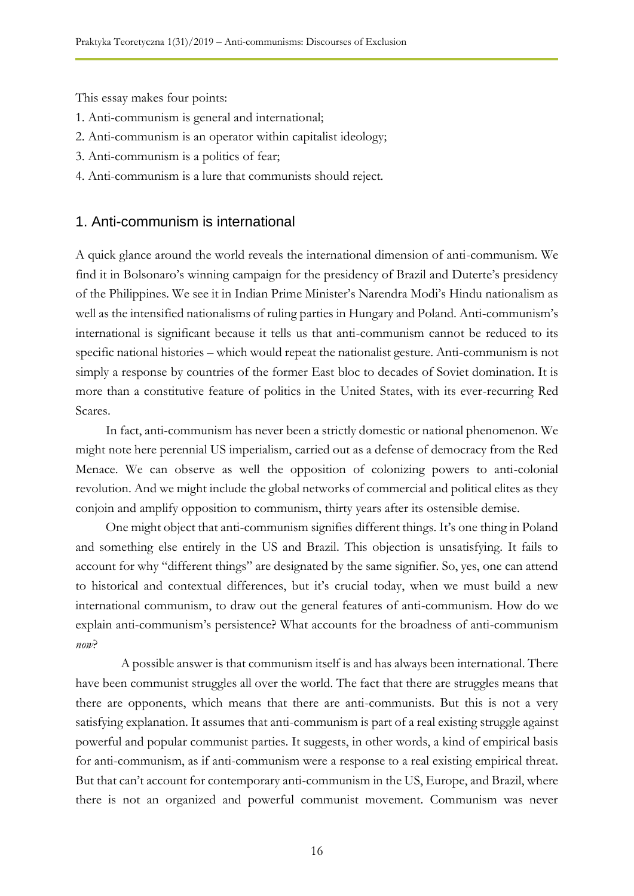This essay makes four points:

1. Anti-communism is general and international;
2. Anti-communism is an operator within capitalist ideology;
3. Anti-communism is a politics of fear;
4. Anti-communism is a lure that communists should reject.

## 1. Anti-communism is international

A quick glance around the world reveals the international dimension of anti-communism. We find it in Bolsonaro's winning campaign for the presidency of Brazil and Duterte's presidency of the Philippines. We see it in Indian Prime Minister's Narendra Modi's Hindu nationalism as well as the intensified nationalisms of ruling parties in Hungary and Poland. Anti-communism's international is significant because it tells us that anti-communism cannot be reduced to its specific national histories – which would repeat the nationalist gesture. Anti-communism is not simply a response by countries of the former East bloc to decades of Soviet domination. It is more than a constitutive feature of politics in the United States, with its ever-recurring Red Scares.

In fact, anti-communism has never been a strictly domestic or national phenomenon. We might note here perennial US imperialism, carried out as a defense of democracy from the Red Menace. We can observe as well the opposition of colonizing powers to anti-colonial revolution. And we might include the global networks of commercial and political elites as they conjoin and amplify opposition to communism, thirty years after its ostensible demise.

One might object that anti-communism signifies different things. It's one thing in Poland and something else entirely in the US and Brazil. This objection is unsatisfying. It fails to account for why "different things" are designated by the same signifier. So, yes, one can attend to historical and contextual differences, but it's crucial today, when we must build a new international communism, to draw out the general features of anti-communism. How do we explain anti-communism's persistence? What accounts for the broadness of anti-communism *now*?

A possible answer is that communism itself is and has always been international. There have been communist struggles all over the world. The fact that there are struggles means that there are opponents, which means that there are anti-communists. But this is not a very satisfying explanation. It assumes that anti-communism is part of a real existing struggle against powerful and popular communist parties. It suggests, in other words, a kind of empirical basis for anti-communism, as if anti-communism were a response to a real existing empirical threat. But that can't account for contemporary anti-communism in the US, Europe, and Brazil, where there is not an organized and powerful communist movement. Communism was never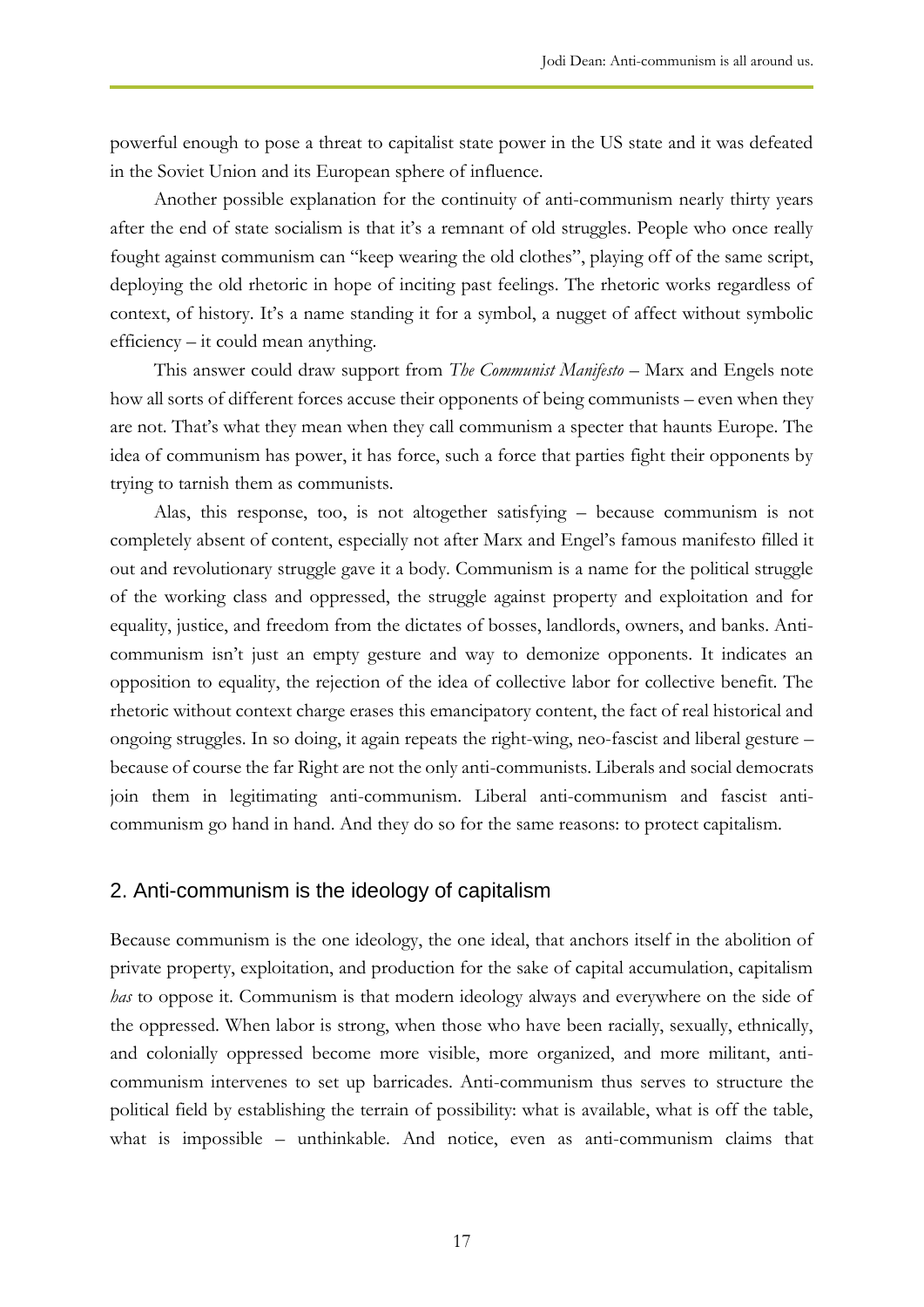powerful enough to pose a threat to capitalist state power in the US state and it was defeated in the Soviet Union and its European sphere of influence.

Another possible explanation for the continuity of anti-communism nearly thirty years after the end of state socialism is that it's a remnant of old struggles. People who once really fought against communism can "keep wearing the old clothes", playing off of the same script, deploying the old rhetoric in hope of inciting past feelings. The rhetoric works regardless of context, of history. It's a name standing it for a symbol, a nugget of affect without symbolic efficiency – it could mean anything.

This answer could draw support from *The Communist Manifesto* – Marx and Engels note how all sorts of different forces accuse their opponents of being communists – even when they are not. That's what they mean when they call communism a specter that haunts Europe. The idea of communism has power, it has force, such a force that parties fight their opponents by trying to tarnish them as communists.

Alas, this response, too, is not altogether satisfying – because communism is not completely absent of content, especially not after Marx and Engel's famous manifesto filled it out and revolutionary struggle gave it a body. Communism is a name for the political struggle of the working class and oppressed, the struggle against property and exploitation and for equality, justice, and freedom from the dictates of bosses, landlords, owners, and banks. Anti-communism isn't just an empty gesture and way to demonize opponents. It indicates an opposition to equality, the rejection of the idea of collective labor for collective benefit. The rhetoric without context charge erases this emancipatory content, the fact of real historical and ongoing struggles. In so doing, it again repeats the right-wing, neo-fascist and liberal gesture – because of course the far Right are not the only anti-communists. Liberals and social democrats join them in legitimating anti-communism. Liberal anti-communism and fascist anti-communism go hand in hand. And they do so for the same reasons: to protect capitalism.

## 2. Anti-communism is the ideology of capitalism

Because communism is the one ideology, the one ideal, that anchors itself in the abolition of private property, exploitation, and production for the sake of capital accumulation, capitalism *has* to oppose it. Communism is that modern ideology always and everywhere on the side of the oppressed. When labor is strong, when those who have been racially, sexually, ethnically, and colonially oppressed become more visible, more organized, and more militant, anti-communism intervenes to set up barricades. Anti-communism thus serves to structure the political field by establishing the terrain of possibility: what is available, what is off the table, what is impossible – unthinkable. And notice, even as anti-communism claims that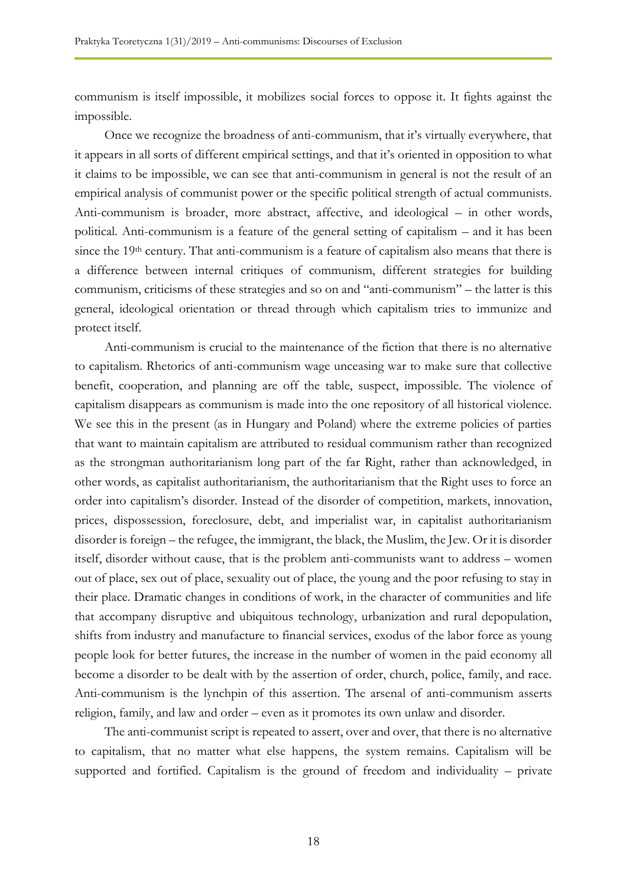communism is itself impossible, it mobilizes social forces to oppose it. It fights against the impossible.

Once we recognize the broadness of anti-communism, that it's virtually everywhere, that it appears in all sorts of different empirical settings, and that it's oriented in opposition to what it claims to be impossible, we can see that anti-communism in general is not the result of an empirical analysis of communist power or the specific political strength of actual communists. Anti-communism is broader, more abstract, affective, and ideological – in other words, political. Anti-communism is a feature of the general setting of capitalism – and it has been since the 19th century. That anti-communism is a feature of capitalism also means that there is a difference between internal critiques of communism, different strategies for building communism, criticisms of these strategies and so on and "anti-communism" – the latter is this general, ideological orientation or thread through which capitalism tries to immunize and protect itself.

Anti-communism is crucial to the maintenance of the fiction that there is no alternative to capitalism. Rhetorics of anti-communism wage unceasing war to make sure that collective benefit, cooperation, and planning are off the table, suspect, impossible. The violence of capitalism disappears as communism is made into the one repository of all historical violence. We see this in the present (as in Hungary and Poland) where the extreme policies of parties that want to maintain capitalism are attributed to residual communism rather than recognized as the strongman authoritarianism long part of the far Right, rather than acknowledged, in other words, as capitalist authoritarianism, the authoritarianism that the Right uses to force an order into capitalism's disorder. Instead of the disorder of competition, markets, innovation, prices, dispossession, foreclosure, debt, and imperialist war, in capitalist authoritarianism disorder is foreign – the refugee, the immigrant, the black, the Muslim, the Jew. Or it is disorder itself, disorder without cause, that is the problem anti-communists want to address – women out of place, sex out of place, sexuality out of place, the young and the poor refusing to stay in their place. Dramatic changes in conditions of work, in the character of communities and life that accompany disruptive and ubiquitous technology, urbanization and rural depopulation, shifts from industry and manufacture to financial services, exodus of the labor force as young people look for better futures, the increase in the number of women in the paid economy all become a disorder to be dealt with by the assertion of order, church, police, family, and race. Anti-communism is the lynchpin of this assertion. The arsenal of anti-communism asserts religion, family, and law and order – even as it promotes its own unlaw and disorder.

The anti-communist script is repeated to assert, over and over, that there is no alternative to capitalism, that no matter what else happens, the system remains. Capitalism will be supported and fortified. Capitalism is the ground of freedom and individuality – private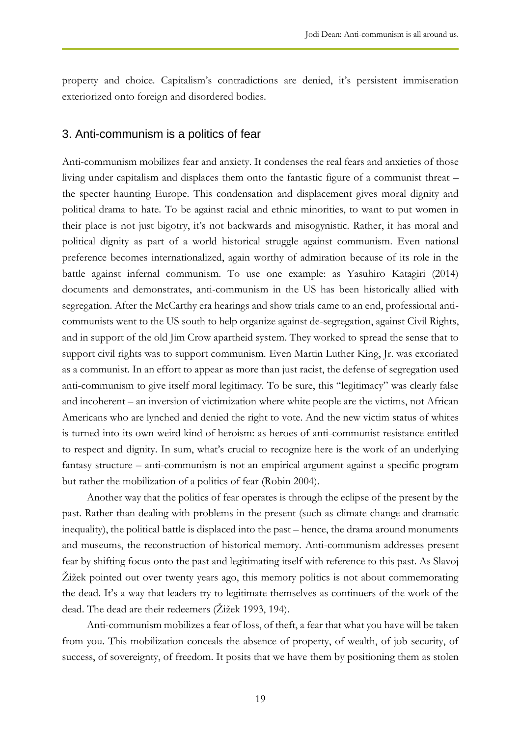property and choice. Capitalism's contradictions are denied, it's persistent immiseration exteriorized onto foreign and disordered bodies.

## 3. Anti-communism is a politics of fear

Anti-communism mobilizes fear and anxiety. It condenses the real fears and anxieties of those living under capitalism and displaces them onto the fantastic figure of a communist threat – the specter haunting Europe. This condensation and displacement gives moral dignity and political drama to hate. To be against racial and ethnic minorities, to want to put women in their place is not just bigotry, it's not backwards and misogynistic. Rather, it has moral and political dignity as part of a world historical struggle against communism. Even national preference becomes internationalized, again worthy of admiration because of its role in the battle against infernal communism. To use one example: as Yasuhiro Katagiri (2014) documents and demonstrates, anti-communism in the US has been historically allied with segregation. After the McCarthy era hearings and show trials came to an end, professional anti-communists went to the US south to help organize against de-segregation, against Civil Rights, and in support of the old Jim Crow apartheid system. They worked to spread the sense that to support civil rights was to support communism. Even Martin Luther King, Jr. was excoriated as a communist. In an effort to appear as more than just racist, the defense of segregation used anti-communism to give itself moral legitimacy. To be sure, this "legitimacy" was clearly false and incoherent – an inversion of victimization where white people are the victims, not African Americans who are lynched and denied the right to vote. And the new victim status of whites is turned into its own weird kind of heroism: as heroes of anti-communist resistance entitled to respect and dignity. In sum, what's crucial to recognize here is the work of an underlying fantasy structure – anti-communism is not an empirical argument against a specific program but rather the mobilization of a politics of fear (Robin 2004).

Another way that the politics of fear operates is through the eclipse of the present by the past. Rather than dealing with problems in the present (such as climate change and dramatic inequality), the political battle is displaced into the past – hence, the drama around monuments and museums, the reconstruction of historical memory. Anti-communism addresses present fear by shifting focus onto the past and legitimating itself with reference to this past. As Slavoj Žižek pointed out over twenty years ago, this memory politics is not about commemorating the dead. It's a way that leaders try to legitimate themselves as continuers of the work of the dead. The dead are their redeemers (Žižek 1993, 194).

Anti-communism mobilizes a fear of loss, of theft, a fear that what you have will be taken from you. This mobilization conceals the absence of property, of wealth, of job security, of success, of sovereignty, of freedom. It posits that we have them by positioning them as stolen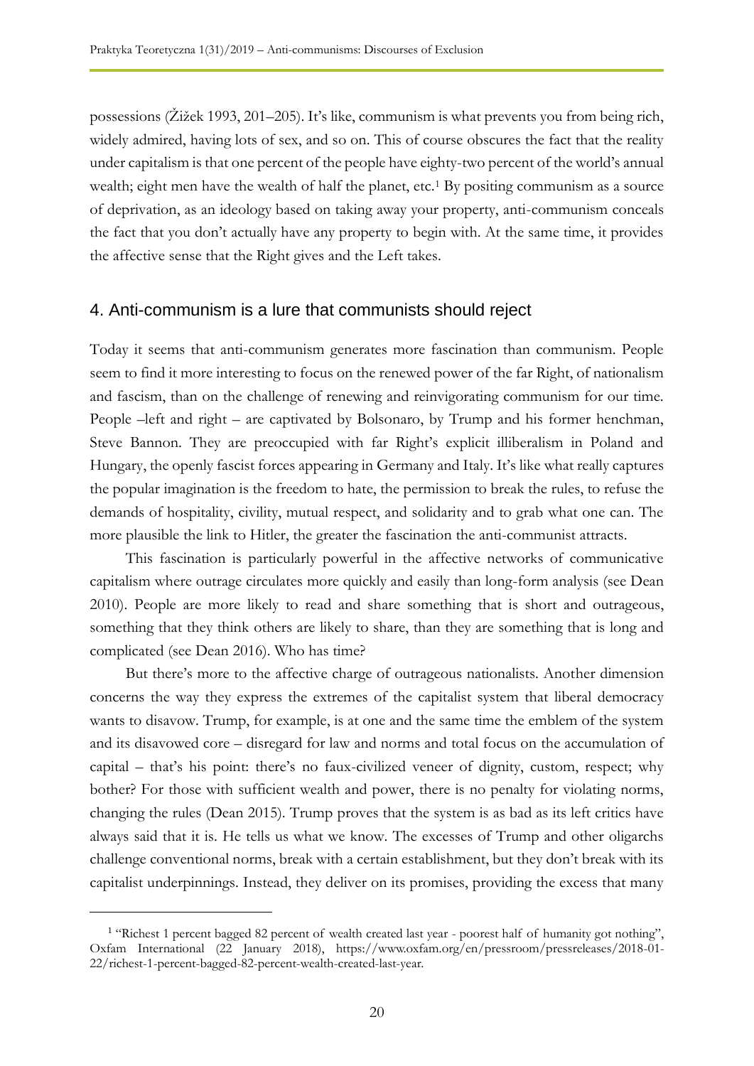possessions (Žižek 1993, 201–205). It's like, communism is what prevents you from being rich, widely admired, having lots of sex, and so on. This of course obscures the fact that the reality under capitalism is that one percent of the people have eighty-two percent of the world's annual wealth; eight men have the wealth of half the planet, etc.[1] By positing communism as a source of deprivation, as an ideology based on taking away your property, anti-communism conceals the fact that you don't actually have any property to begin with. At the same time, it provides the affective sense that the Right gives and the Left takes.

## 4. Anti-communism is a lure that communists should reject

Today it seems that anti-communism generates more fascination than communism. People seem to find it more interesting to focus on the renewed power of the far Right, of nationalism and fascism, than on the challenge of renewing and reinvigorating communism for our time. People –left and right – are captivated by Bolsonaro, by Trump and his former henchman, Steve Bannon. They are preoccupied with far Right's explicit illiberalism in Poland and Hungary, the openly fascist forces appearing in Germany and Italy. It's like what really captures the popular imagination is the freedom to hate, the permission to break the rules, to refuse the demands of hospitality, civility, mutual respect, and solidarity and to grab what one can. The more plausible the link to Hitler, the greater the fascination the anti-communist attracts.

This fascination is particularly powerful in the affective networks of communicative capitalism where outrage circulates more quickly and easily than long-form analysis (see Dean 2010). People are more likely to read and share something that is short and outrageous, something that they think others are likely to share, than they are something that is long and complicated (see Dean 2016). Who has time?

But there's more to the affective charge of outrageous nationalists. Another dimension concerns the way they express the extremes of the capitalist system that liberal democracy wants to disavow. Trump, for example, is at one and the same time the emblem of the system and its disavowed core – disregard for law and norms and total focus on the accumulation of capital – that's his point: there's no faux-civilized veneer of dignity, custom, respect; why bother? For those with sufficient wealth and power, there is no penalty for violating norms, changing the rules (Dean 2015). Trump proves that the system is as bad as its left critics have always said that it is. He tells us what we know. The excesses of Trump and other oligarchs challenge conventional norms, break with a certain establishment, but they don't break with its capitalist underpinnings. Instead, they deliver on its promises, providing the excess that many

---

[1] "Richest 1 percent bagged 82 percent of wealth created last year - poorest half of humanity got nothing", Oxfam International (22 January 2018), https://www.oxfam.org/en/pressroom/pressreleases/2018-01-22/richest-1-percent-bagged-82-percent-wealth-created-last-year.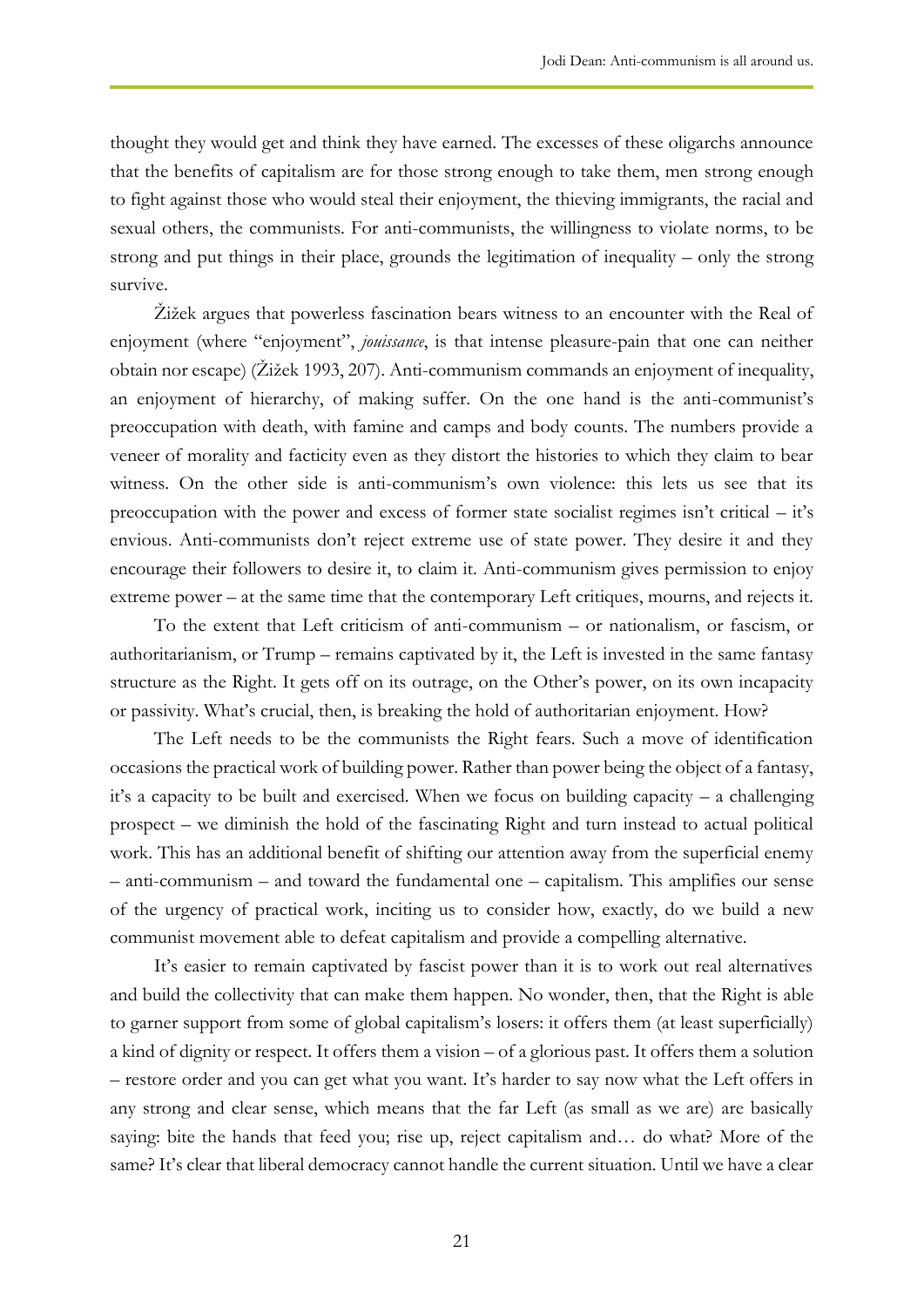thought they would get and think they have earned. The excesses of these oligarchs announce that the benefits of capitalism are for those strong enough to take them, men strong enough to fight against those who would steal their enjoyment, the thieving immigrants, the racial and sexual others, the communists. For anti-communists, the willingness to violate norms, to be strong and put things in their place, grounds the legitimation of inequality – only the strong survive.

Žižek argues that powerless fascination bears witness to an encounter with the Real of enjoyment (where "enjoyment", *jouissance*, is that intense pleasure-pain that one can neither obtain nor escape) (Žižek 1993, 207). Anti-communism commands an enjoyment of inequality, an enjoyment of hierarchy, of making suffer. On the one hand is the anti-communist's preoccupation with death, with famine and camps and body counts. The numbers provide a veneer of morality and facticity even as they distort the histories to which they claim to bear witness. On the other side is anti-communism's own violence: this lets us see that its preoccupation with the power and excess of former state socialist regimes isn't critical – it's envious. Anti-communists don't reject extreme use of state power. They desire it and they encourage their followers to desire it, to claim it. Anti-communism gives permission to enjoy extreme power – at the same time that the contemporary Left critiques, mourns, and rejects it.

To the extent that Left criticism of anti-communism – or nationalism, or fascism, or authoritarianism, or Trump – remains captivated by it, the Left is invested in the same fantasy structure as the Right. It gets off on its outrage, on the Other's power, on its own incapacity or passivity. What's crucial, then, is breaking the hold of authoritarian enjoyment. How?

The Left needs to be the communists the Right fears. Such a move of identification occasions the practical work of building power. Rather than power being the object of a fantasy, it's a capacity to be built and exercised. When we focus on building capacity – a challenging prospect – we diminish the hold of the fascinating Right and turn instead to actual political work. This has an additional benefit of shifting our attention away from the superficial enemy – anti-communism – and toward the fundamental one – capitalism. This amplifies our sense of the urgency of practical work, inciting us to consider how, exactly, do we build a new communist movement able to defeat capitalism and provide a compelling alternative.

It's easier to remain captivated by fascist power than it is to work out real alternatives and build the collectivity that can make them happen. No wonder, then, that the Right is able to garner support from some of global capitalism's losers: it offers them (at least superficially) a kind of dignity or respect. It offers them a vision – of a glorious past. It offers them a solution – restore order and you can get what you want. It's harder to say now what the Left offers in any strong and clear sense, which means that the far Left (as small as we are) are basically saying: bite the hands that feed you; rise up, reject capitalism and… do what? More of the same? It's clear that liberal democracy cannot handle the current situation. Until we have a clear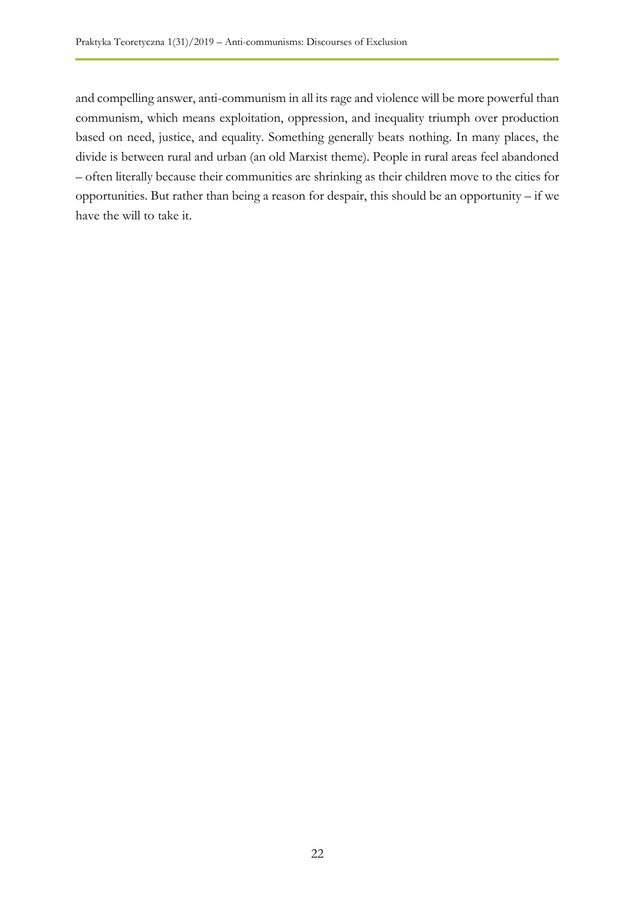and compelling answer, anti-communism in all its rage and violence will be more powerful than communism, which means exploitation, oppression, and inequality triumph over production based on need, justice, and equality. Something generally beats nothing. In many places, the divide is between rural and urban (an old Marxist theme). People in rural areas feel abandoned – often literally because their communities are shrinking as their children move to the cities for opportunities. But rather than being a reason for despair, this should be an opportunity – if we have the will to take it.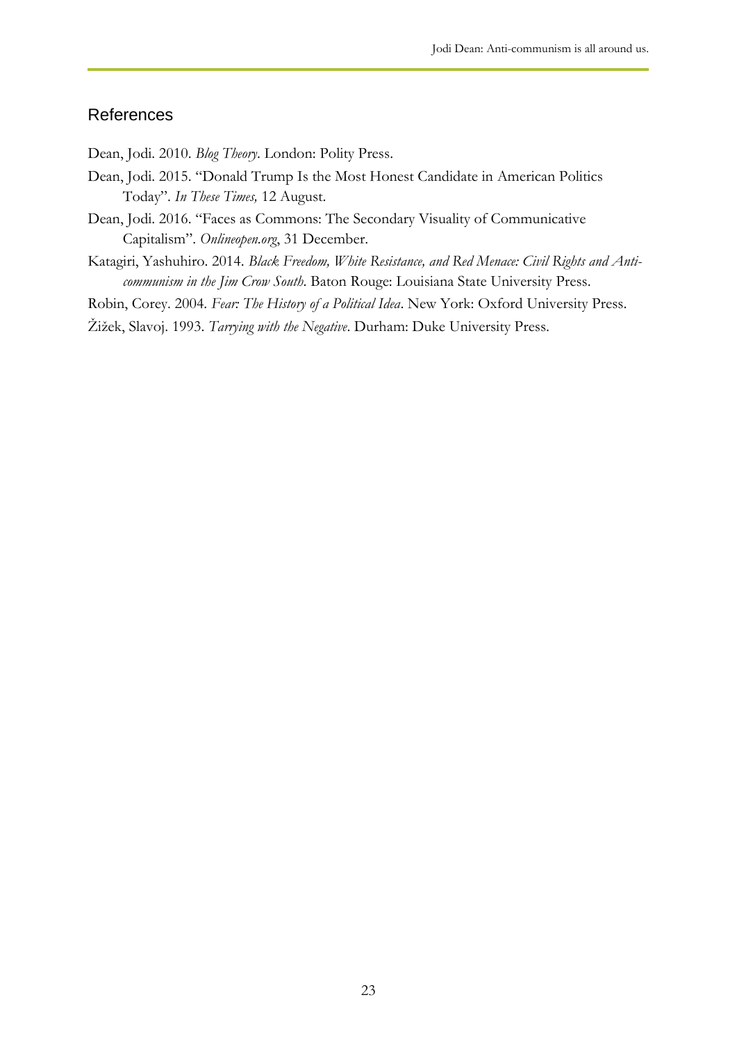## References

Dean, Jodi. 2010. *Blog Theory*. London: Polity Press.

Dean, Jodi. 2015. "Donald Trump Is the Most Honest Candidate in American Politics Today". *In These Times,* 12 August.

Dean, Jodi. 2016. "Faces as Commons: The Secondary Visuality of Communicative Capitalism". *Onlineopen.org*, 31 December.

Katagiri, Yashuhiro. 2014. *Black Freedom, White Resistance, and Red Menace: Civil Rights and Anti-communism in the Jim Crow South*. Baton Rouge: Louisiana State University Press.

Robin, Corey. 2004. *Fear: The History of a Political Idea*. New York: Oxford University Press.

Žižek, Slavoj. 1993. *Tarrying with the Negative*. Durham: Duke University Press.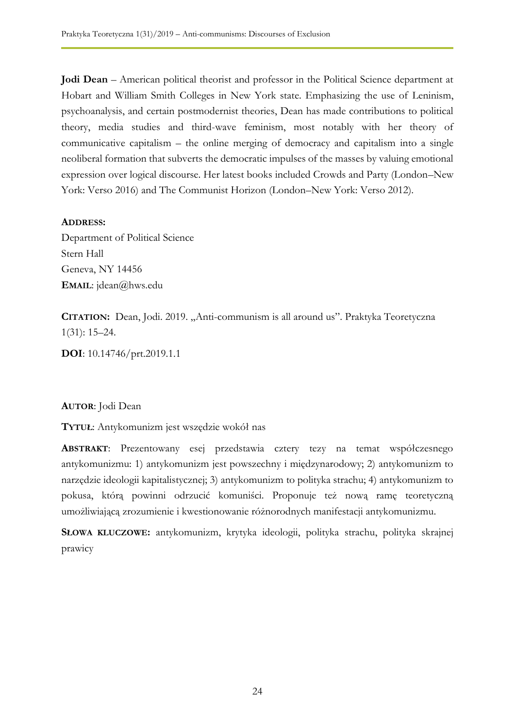**Jodi Dean** – American political theorist and professor in the Political Science department at Hobart and William Smith Colleges in New York state. Emphasizing the use of Leninism, psychoanalysis, and certain postmodernist theories, Dean has made contributions to political theory, media studies and third-wave feminism, most notably with her theory of communicative capitalism – the online merging of democracy and capitalism into a single neoliberal formation that subverts the democratic impulses of the masses by valuing emotional expression over logical discourse. Her latest books included Crowds and Party (London–New York: Verso 2016) and The Communist Horizon (London–New York: Verso 2012).

**ADDRESS:**
Department of Political Science
Stern Hall
Geneva, NY 14456
**EMAIL**: jdean@hws.edu

**CITATION:** Dean, Jodi. 2019. „Anti-communism is all around us". Praktyka Teoretyczna 1(31): 15–24.

**DOI**: 10.14746/prt.2019.1.1

**AUTOR**: Jodi Dean

**TYTUŁ**: Antykomunizm jest wszędzie wokół nas

**ABSTRAKT**: Prezentowany esej przedstawia cztery tezy na temat współczesnego antykomunizmu: 1) antykomunizm jest powszechny i międzynarodowy; 2) antykomunizm to narzędzie ideologii kapitalistycznej; 3) antykomunizm to polityka strachu; 4) antykomunizm to pokusa, którą powinni odrzucić komuniści. Proponuje też nową ramę teoretyczną umożliwiającą zrozumienie i kwestionowanie różnorodnych manifestacji antykomunizmu.

**SŁOWA KLUCZOWE:** antykomunizm, krytyka ideologii, polityka strachu, polityka skrajnej prawicy